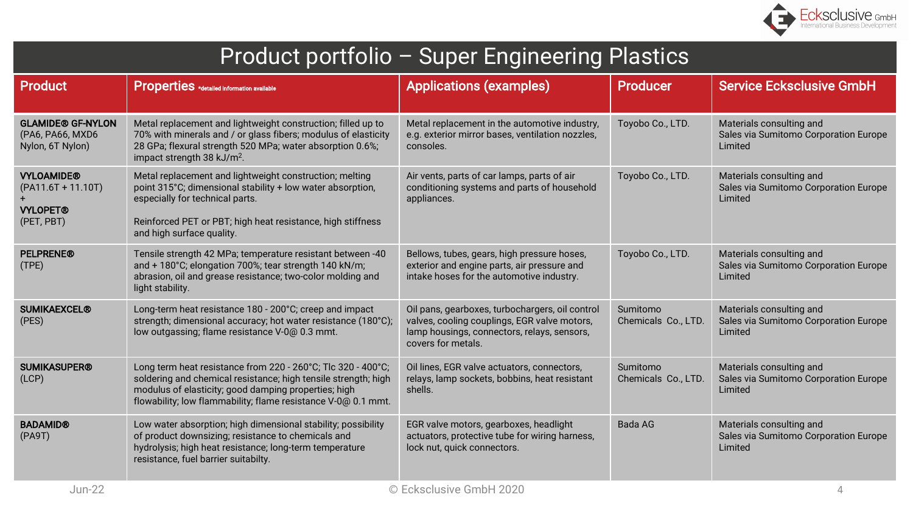# Product portfolio – Super Engineering Plastics

| Product | Properties *detailed information available | Applications (examples) | Producer | Service Ecksclusive GmbH |
|---|---|---|---|---|
| **GLAMIDE® GF-NYLON** (PA6, PA66, MXD6 Nylon, 6T Nylon) | Metal replacement and lightweight construction; filled up to 70% with minerals and / or glass fibers; modulus of elasticity 28 GPa; flexural strength 520 MPa; water absorption 0.6%; impact strength 38 kJ/m$^2$. | Metal replacement in the automotive industry, e.g. exterior mirror bases, ventilation nozzles, consoles. | Toyobo Co., LTD. | Materials consulting and Sales via Sumitomo Corporation Europe Limited |
| **VYLOAMIDE®** (PA11.6T + 11.10T) + **VYLOPET®** (PET, PBT) | Metal replacement and lightweight construction; melting point 315°C; dimensional stability + low water absorption, especially for technical parts. Reinforced PET or PBT; high heat resistance, high stiffness and high surface quality. | Air vents, parts of car lamps, parts of air conditioning systems and parts of household appliances. | Toyobo Co., LTD. | Materials consulting and Sales via Sumitomo Corporation Europe Limited |
| **PELPRENE®** (TPE) | Tensile strength 42 MPa; temperature resistant between -40 and + 180°C; elongation 700%; tear strength 140 kN/m; abrasion, oil and grease resistance; two-color molding and light stability. | Bellows, tubes, gears, high pressure hoses, exterior and engine parts, air pressure and intake hoses for the automotive industry. | Toyobo Co., LTD. | Materials consulting and Sales via Sumitomo Corporation Europe Limited |
| **SUMIKAEXCEL®** (PES) | Long-term heat resistance 180 - 200°C; creep and impact strength; dimensional accuracy; hot water resistance (180°C); low outgassing; flame resistance V-0@ 0.3 mmt. | Oil pans, gearboxes, turbochargers, oil control valves, cooling couplings, EGR valve motors, lamp housings, connectors, relays, sensors, covers for metals. | Sumitomo Chemicals Co., LTD. | Materials consulting and Sales via Sumitomo Corporation Europe Limited |
| **SUMIKASUPER®** (LCP) | Long term heat resistance from 220 - 260°C; Tlc 320 - 400°C; soldering and chemical resistance; high tensile strength; high modulus of elasticity; good damping properties; high flowability; low flammability; flame resistance V-0@ 0.1 mmt. | Oil lines, EGR valve actuators, connectors, relays, lamp sockets, bobbins, heat resistant shells. | Sumitomo Chemicals Co., LTD. | Materials consulting and Sales via Sumitomo Corporation Europe Limited |
| **BADAMID®** (PA9T) | Low water absorption; high dimensional stability; possibility of product downsizing; resistance to chemicals and hydrolysis; high heat resistance; long-term temperature resistance, fuel barrier suitabilty. | EGR valve motors, gearboxes, headlight actuators, protective tube for wiring harness, lock nut, quick connectors. | Bada AG | Materials consulting and Sales via Sumitomo Corporation Europe Limited |

Jun-22 © Ecksclusive GmbH 2020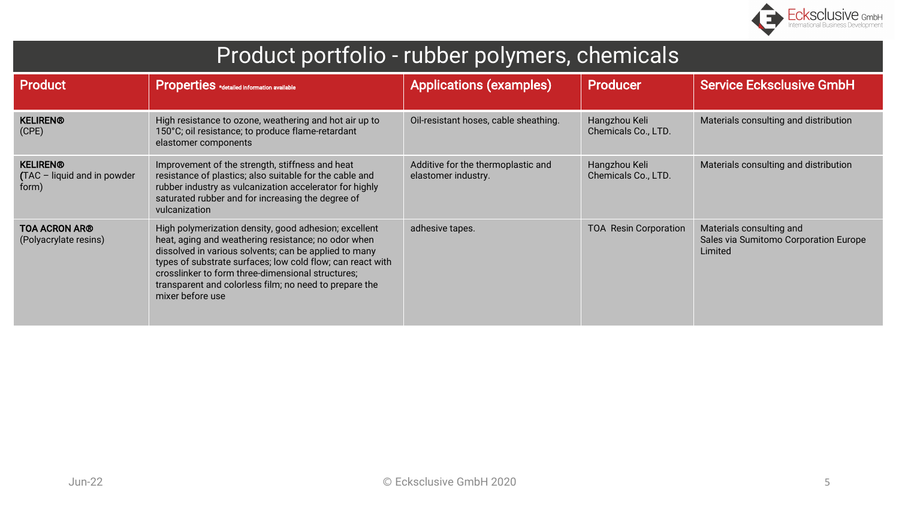# Product portfolio - rubber polymers, chemicals

| Product | Properties *detailed information available | Applications (examples) | Producer | Service Ecksclusive GmbH |
|---|---|---|---|---|
| **KELIREN®** (CPE) | High resistance to ozone, weathering and hot air up to 150°C; oil resistance; to produce flame-retardant elastomer components | Oil-resistant hoses, cable sheathing. | Hangzhou Keli Chemicals Co., LTD. | Materials consulting and distribution |
| **KELIREN®** (TAC – liquid and in powder form) | Improvement of the strength, stiffness and heat resistance of plastics; also suitable for the cable and rubber industry as vulcanization accelerator for highly saturated rubber and for increasing the degree of vulcanization | Additive for the thermoplastic and elastomer industry. | Hangzhou Keli Chemicals Co., LTD. | Materials consulting and distribution |
| **TOA ACRON AR®** (Polyacrylate resins) | High polymerization density, good adhesion; excellent heat, aging and weathering resistance; no odor when dissolved in various solvents; can be applied to many types of substrate surfaces; low cold flow; can react with crosslinker to form three-dimensional structures; transparent and colorless film; no need to prepare the mixer before use | adhesive tapes. | TOA Resin Corporation | Materials consulting and Sales via Sumitomo Corporation Europe Limited |